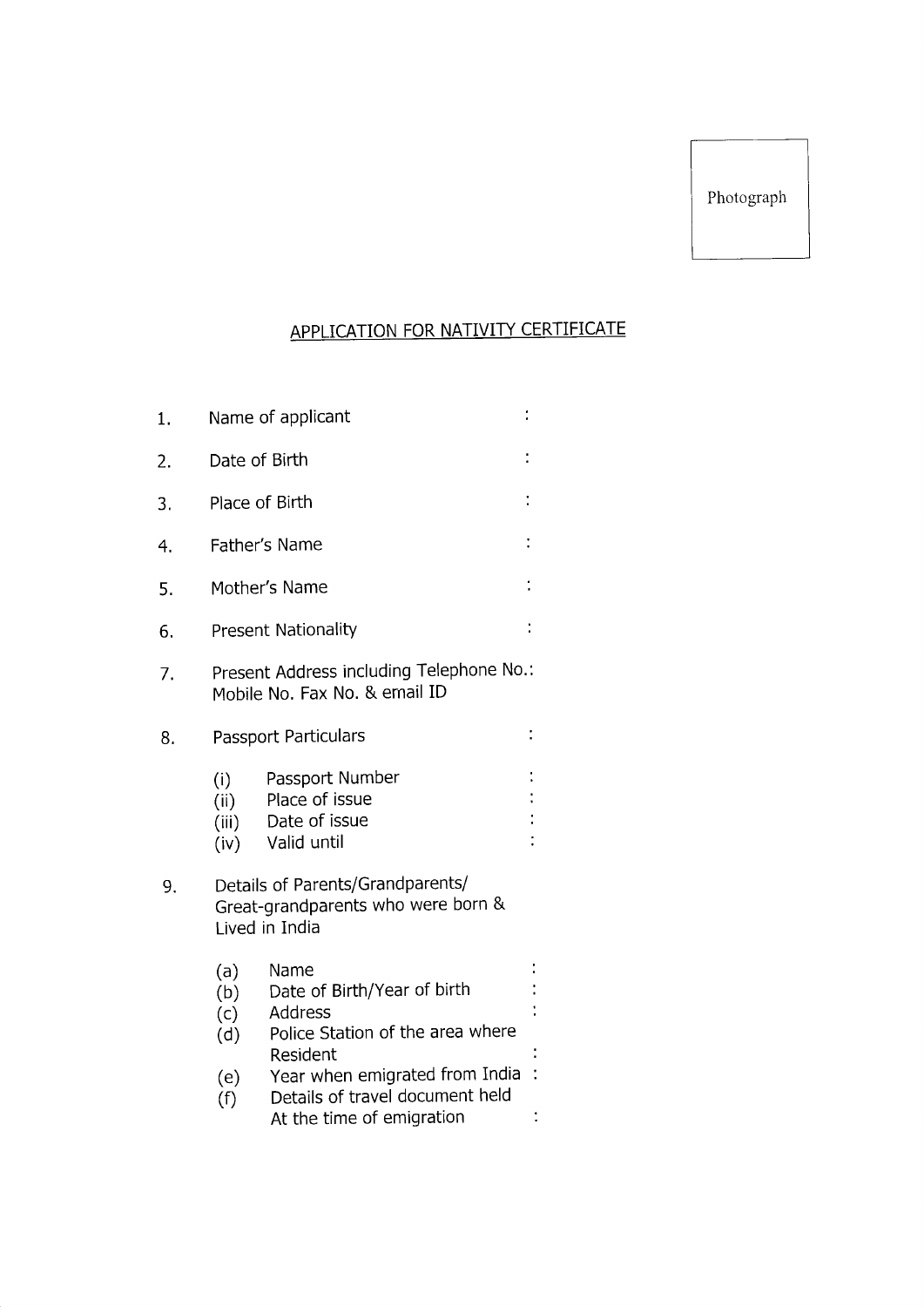Photograph

# APPLICATION FOR NATIVITY CERTIFICATE

1. Name of applicant :
2. Date of Birth :
3. Place of Birth :
4. Father's Name :
5. Mother's Name :
6. Present Nationality :
7. Present Address including Telephone No.: Mobile No. Fax No. & email ID
8. Passport Particulars :
   - (i) Passport Number :
   - (ii) Place of issue :
   - (iii) Date of issue :
   - (iv) Valid until :
9. Details of Parents/Grandparents/ Great-grandparents who were born & Lived in India
   - (a) Name :
   - (b) Date of Birth/Year of birth :
   - (c) Address :
   - (d) Police Station of the area where Resident :
   - (e) Year when emigrated from India :
   - (f) Details of travel document held At the time of emigration :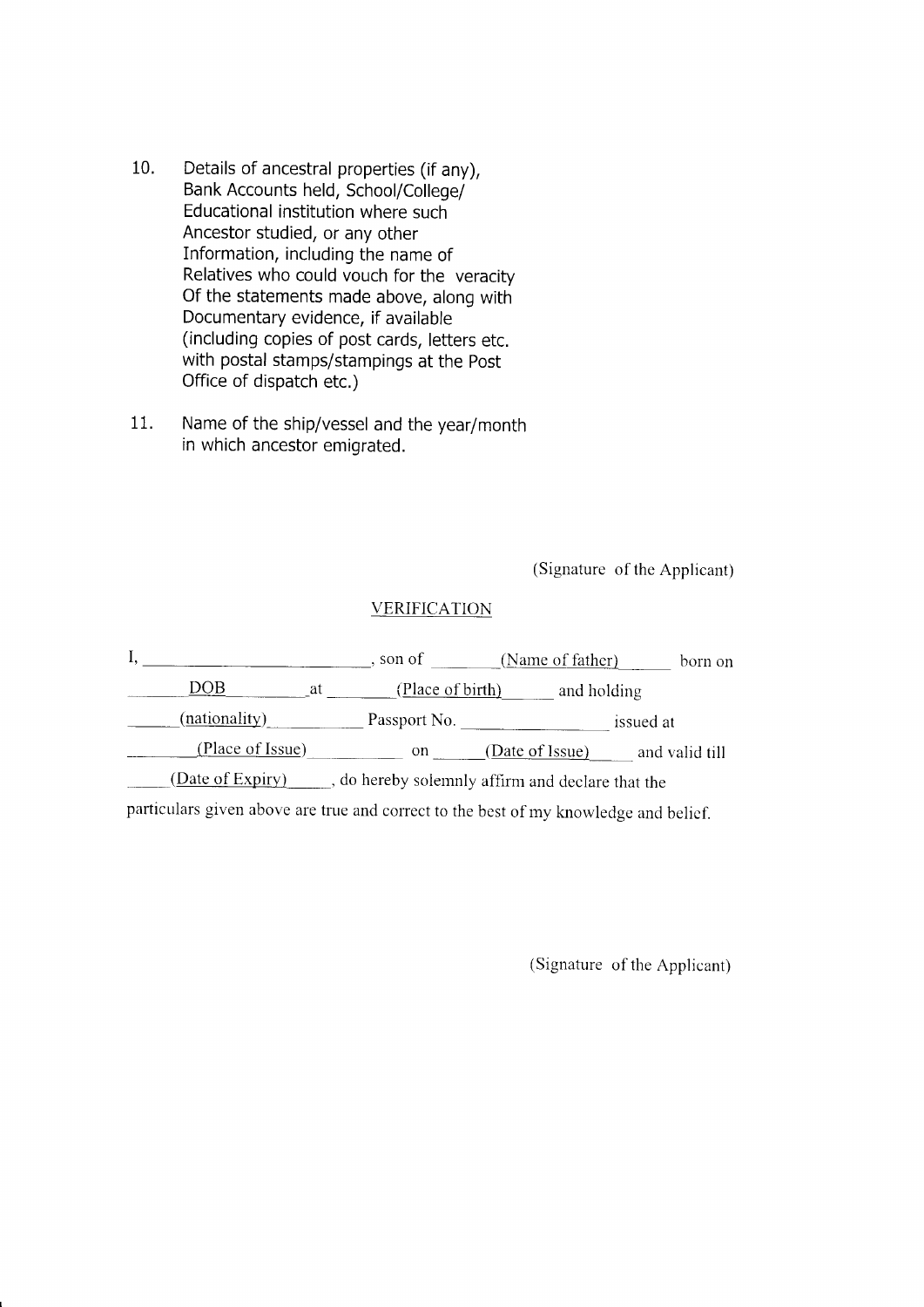10. Details of ancestral properties (if any), Bank Accounts held, School/College/ Educational institution where such Ancestor studied, or any other Information, including the name of Relatives who could vouch for the veracity Of the statements made above, along with Documentary evidence, if available (including copies of post cards, letters etc. with postal stamps/stampings at the Post Office of dispatch etc.)

11. Name of the ship/vessel and the year/month in which ancestor emigrated.

(Signature of the Applicant)

## VERIFICATION

I, ______________________, son of ______(Name of father)______ born on ______DOB________ at ______(Place of birth)______ and holding ______(nationality)__________ Passport No. ______________ issued at ________(Place of Issue)__________ on ______(Date of Issue)______ and valid till ______(Date of Expiry)______, do hereby solemnly affirm and declare that the particulars given above are true and correct to the best of my knowledge and belief.

(Signature of the Applicant)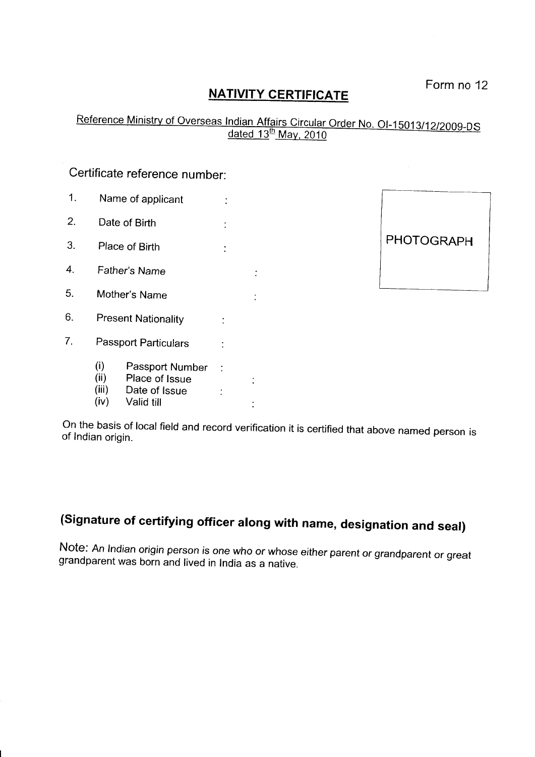Form no 12

# NATIVITY CERTIFICATE

Reference Ministry of Overseas Indian Affairs Circular Order No. OI-15013/12/2009-DS dated 13th May, 2010

Certificate reference number:

1. Name of applicant :
2. Date of Birth :
3. Place of Birth :
4. Father's Name :
5. Mother's Name :
6. Present Nationality :
7. Passport Particulars :
   - (i) Passport Number :
   - (ii) Place of Issue :
   - (iii) Date of Issue :
   - (iv) Valid till :

PHOTOGRAPH

On the basis of local field and record verification it is certified that above named person is of Indian origin.

**(Signature of certifying officer along with name, designation and seal)**

Note: *An Indian origin person is one who or whose either parent or grandparent or great grandparent was born and lived in India as a native.*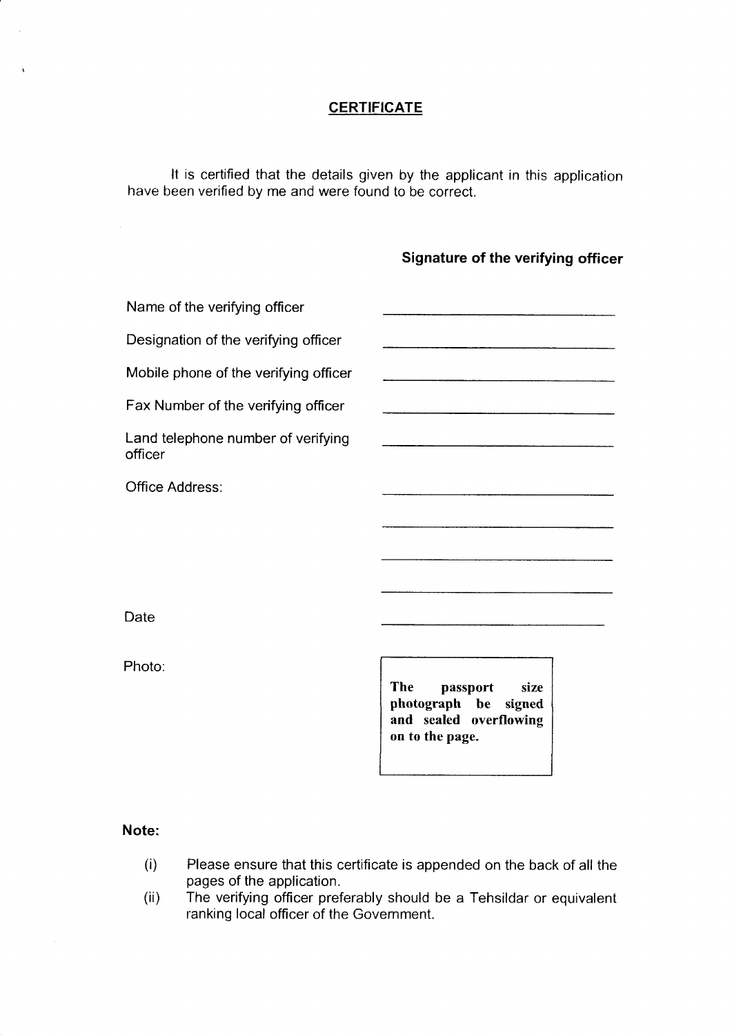## CERTIFICATE

It is certified that the details given by the applicant in this application have been verified by me and were found to be correct.

**Signature of the verifying officer**

Name of the verifying officer ______________________

Designation of the verifying officer ______________________

Mobile phone of the verifying officer ______________________

Fax Number of the verifying officer ______________________

Land telephone number of verifying officer ______________________

Office Address: ______________________

______________________

______________________

______________________

Date ______________________

Photo:

| |
|---|
| **The passport size photograph be signed and sealed overflowing on to the page.** |

**Note:**

(i) Please ensure that this certificate is appended on the back of all the pages of the application.

(ii) The verifying officer preferably should be a Tehsildar or equivalent ranking local officer of the Government.